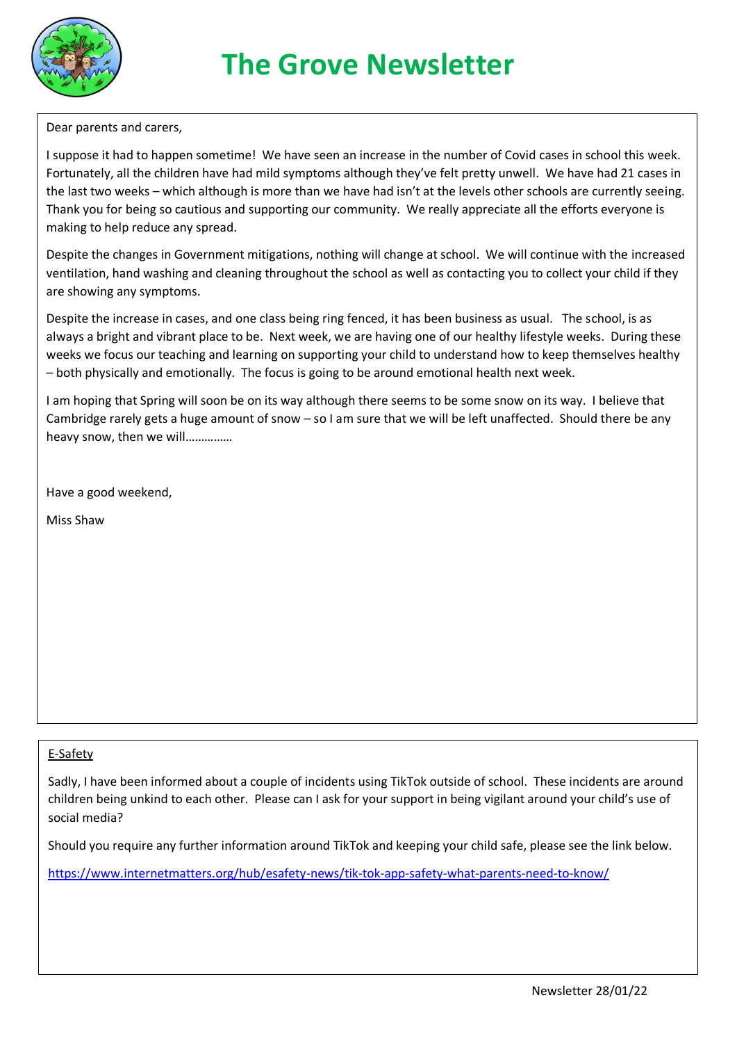# The Grove Newsletter

Dear parents and carers,

I suppose it had to happen sometime! We have seen an increase in the number of Covid cases in school this week. Fortunately, all the children have had mild symptoms although they've felt pretty unwell. We have had 21 cases in the last two weeks – which although is more than we have had isn't at the levels other schools are currently seeing. Thank you for being so cautious and supporting our community. We really appreciate all the efforts everyone is making to help reduce any spread.

Despite the changes in Government mitigations, nothing will change at school. We will continue with the increased ventilation, hand washing and cleaning throughout the school as well as contacting you to collect your child if they are showing any symptoms.

Despite the increase in cases, and one class being ring fenced, it has been business as usual. The school, is as always a bright and vibrant place to be. Next week, we are having one of our healthy lifestyle weeks. During these weeks we focus our teaching and learning on supporting your child to understand how to keep themselves healthy – both physically and emotionally. The focus is going to be around emotional health next week.

I am hoping that Spring will soon be on its way although there seems to be some snow on its way. I believe that Cambridge rarely gets a huge amount of snow – so I am sure that we will be left unaffected. Should there be any heavy snow, then we will……………

Have a good weekend,

Miss Shaw

## E-Safety

Sadly, I have been informed about a couple of incidents using TikTok outside of school. These incidents are around children being unkind to each other. Please can I ask for your support in being vigilant around your child's use of social media?

Should you require any further information around TikTok and keeping your child safe, please see the link below.

https://www.internetmatters.org/hub/esafety-news/tik-tok-app-safety-what-parents-need-to-know/

Newsletter 28/01/22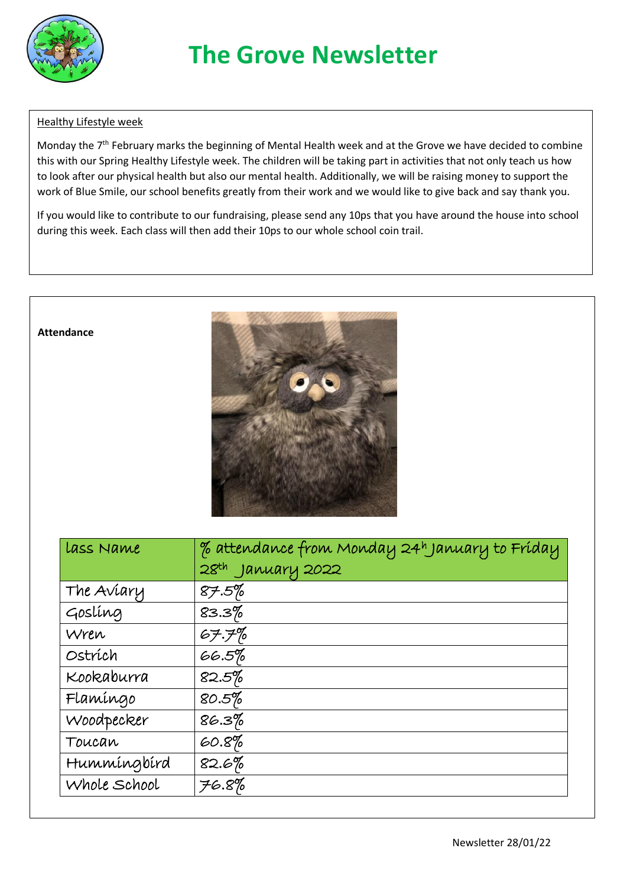# The Grove Newsletter

Healthy Lifestyle week

Monday the 7th February marks the beginning of Mental Health week and at the Grove we have decided to combine this with our Spring Healthy Lifestyle week. The children will be taking part in activities that not only teach us how to look after our physical health but also our mental health. Additionally, we will be raising money to support the work of Blue Smile, our school benefits greatly from their work and we would like to give back and say thank you.

If you would like to contribute to our fundraising, please send any 10ps that you have around the house into school during this week. Each class will then add their 10ps to our whole school coin trail.

**Attendance**

| lass Name | % attendance from Monday 24h January to Friday 28th January 2022 |
|---|---|
| The Aviary | 87.5% |
| Gosling | 83.3% |
| Wren | 67.7% |
| Ostrich | 66.5% |
| Kookaburra | 82.5% |
| Flamingo | 80.5% |
| Woodpecker | 86.3% |
| Toucan | 60.8% |
| Hummingbird | 82.6% |
| Whole School | 76.8% |

Newsletter 28/01/22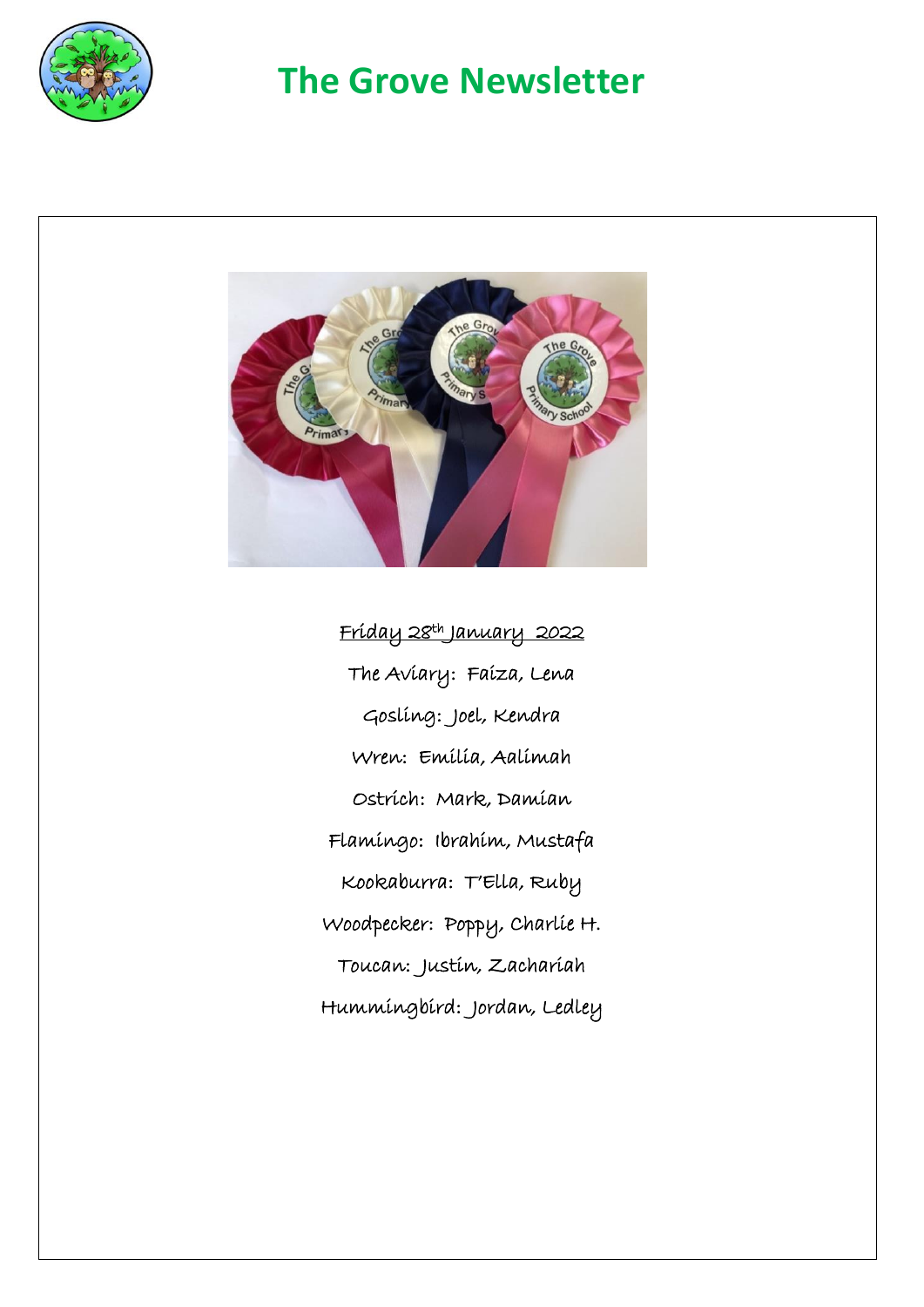# The Grove Newsletter

Friday 28th January 2022

The Aviary: Faiza, Lena

Gosling: Joel, Kendra

Wren: Emilia, Aalimah

Ostrich: Mark, Damian

Flamingo: Ibrahim, Mustafa

Kookaburra: T'Ella, Ruby

Woodpecker: Poppy, Charlie H.

Toucan: Justin, Zachariah

Hummingbird: Jordan, Ledley